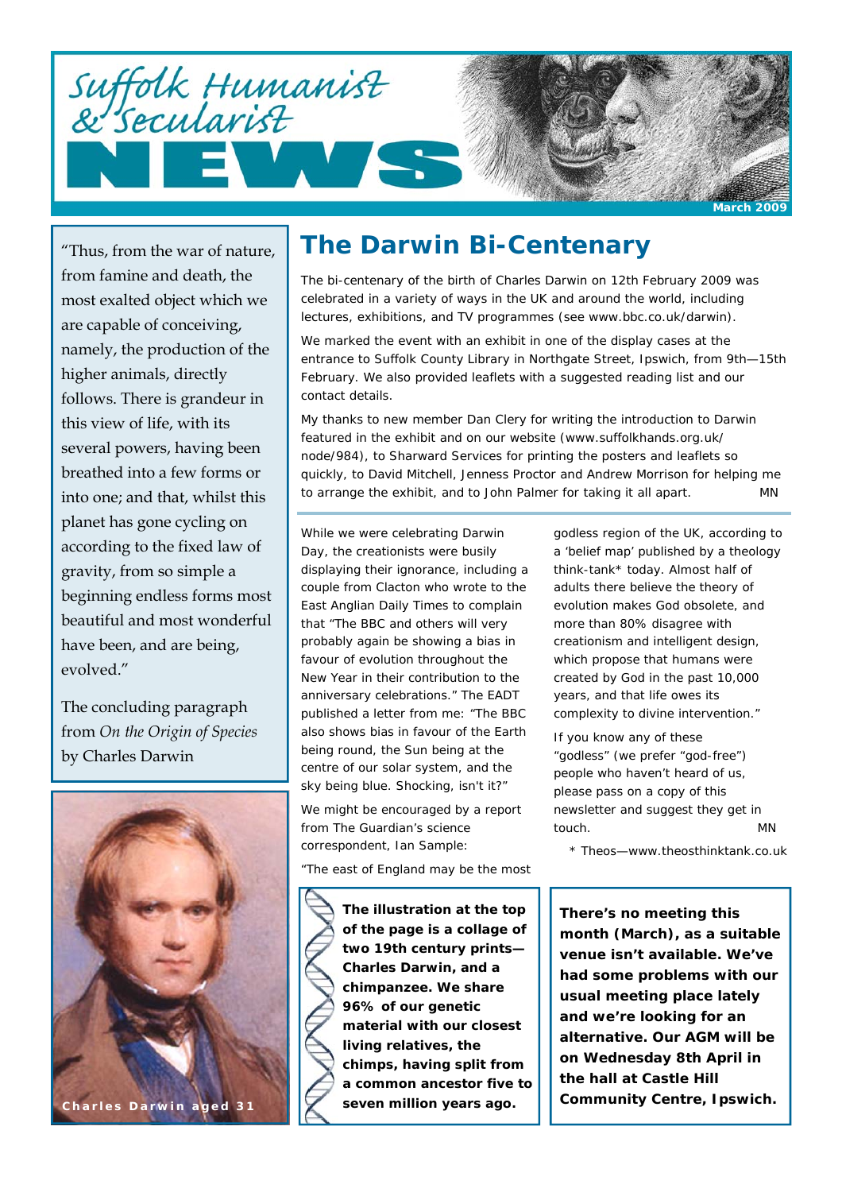# Suffolk Humanist & Secularist NEWS

March 2009

"Thus, from the war of nature, from famine and death, the most exalted object which we are capable of conceiving, namely, the production of the higher animals, directly follows. There is grandeur in this view of life, with its several powers, having been breathed into a few forms or into one; and that, whilst this planet has gone cycling on according to the fixed law of gravity, from so simple a beginning endless forms most beautiful and most wonderful have been, and are being, evolved."

The concluding paragraph from *On the Origin of Species* by Charles Darwin

Charles Darwin aged 31

## The Darwin Bi-Centenary

The bi-centenary of the birth of Charles Darwin on 12th February 2009 was celebrated in a variety of ways in the UK and around the world, including lectures, exhibitions, and TV programmes (see www.bbc.co.uk/darwin).

We marked the event with an exhibit in one of the display cases at the entrance to Suffolk County Library in Northgate Street, Ipswich, from 9th—15th February. We also provided leaflets with a suggested reading list and our contact details.

My thanks to new member Dan Clery for writing the introduction to Darwin featured in the exhibit and on our website (www.suffolkhands.org.uk/node/984), to Sharward Services for printing the posters and leaflets so quickly, to David Mitchell, Jenness Proctor and Andrew Morrison for helping me to arrange the exhibit, and to John Palmer for taking it all apart. MN

While we were celebrating Darwin Day, the creationists were busily displaying their ignorance, including a couple from Clacton who wrote to the East Anglian Daily Times to complain that "The BBC and others will very probably again be showing a bias in favour of evolution throughout the New Year in their contribution to the anniversary celebrations." The EADT published a letter from me: "The BBC also shows bias in favour of the Earth being round, the Sun being at the centre of our solar system, and the sky being blue. Shocking, isn't it?"

We might be encouraged by a report from The Guardian's science correspondent, Ian Sample:

"The east of England may be the most godless region of the UK, according to a 'belief map' published by a theology think-tank* today. Almost half of adults there believe the theory of evolution makes God obsolete, and more than 80% disagree with creationism and intelligent design, which propose that humans were created by God in the past 10,000 years, and that life owes its complexity to divine intervention."

If you know any of these "godless" (we prefer "god-free") people who haven't heard of us, please pass on a copy of this newsletter and suggest they get in touch. MN

\* Theos—www.theosthinktank.co.uk

**The illustration at the top of the page is a collage of two 19th century prints—Charles Darwin, and a chimpanzee. We share 96% of our genetic material with our closest living relatives, the chimps, having split from a common ancestor five to seven million years ago.**

**There's no meeting this month (March), as a suitable venue isn't available. We've had some problems with our usual meeting place lately and we're looking for an alternative. Our AGM will be on Wednesday 8th April in the hall at Castle Hill Community Centre, Ipswich.**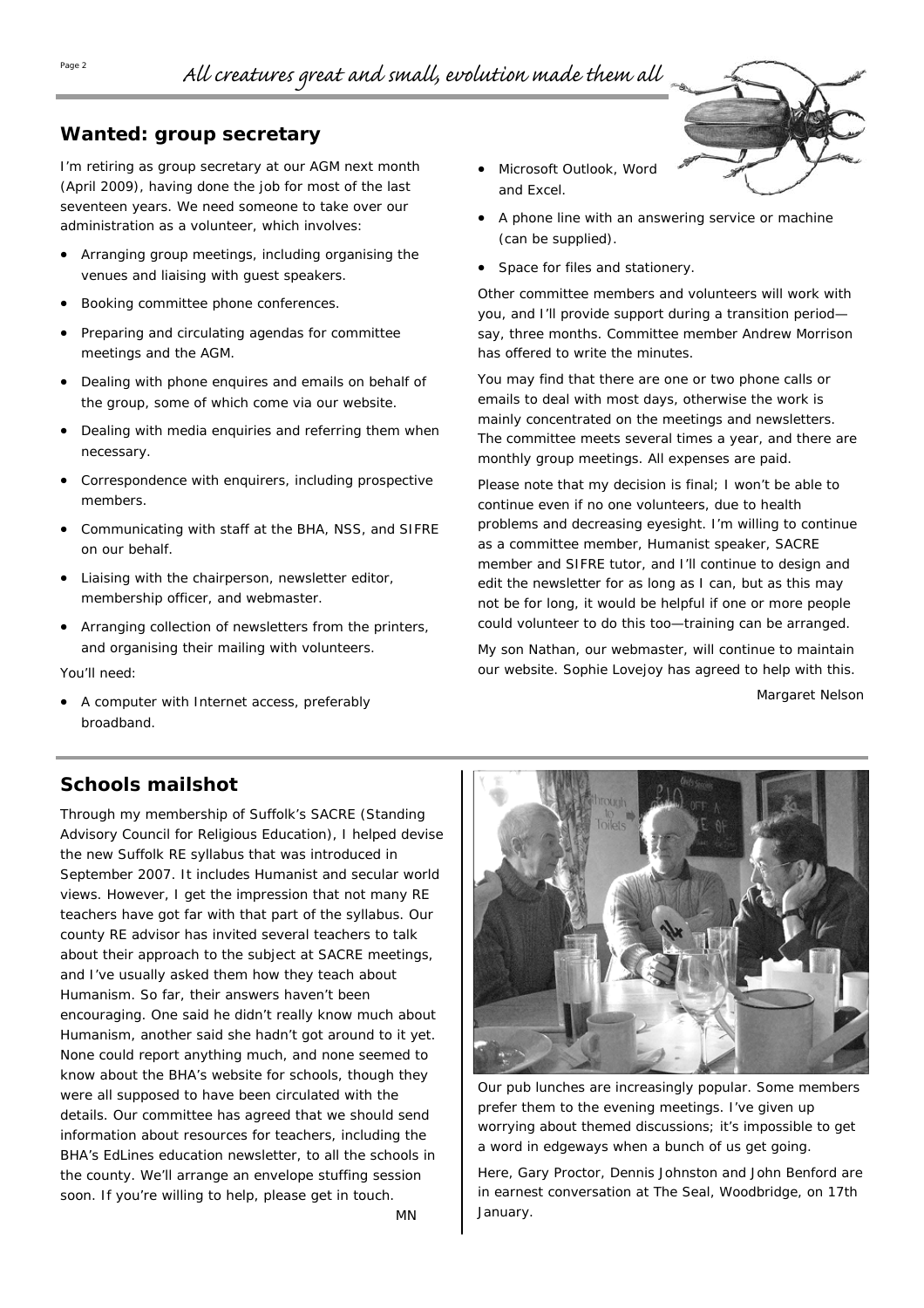## Wanted: group secretary

I'm retiring as group secretary at our AGM next month (April 2009), having done the job for most of the last seventeen years. We need someone to take over our administration as a volunteer, which involves:

- Arranging group meetings, including organising the venues and liaising with guest speakers.
- Booking committee phone conferences.
- Preparing and circulating agendas for committee meetings and the AGM.
- Dealing with phone enquires and emails on behalf of the group, some of which come via our website.
- Dealing with media enquiries and referring them when necessary.
- Correspondence with enquirers, including prospective members.
- Communicating with staff at the BHA, NSS, and SIFRE on our behalf.
- Liaising with the chairperson, newsletter editor, membership officer, and webmaster.
- Arranging collection of newsletters from the printers, and organising their mailing with volunteers.

You'll need:

- A computer with Internet access, preferably broadband.
- Microsoft Outlook, Word and Excel.
- A phone line with an answering service or machine (can be supplied).
- Space for files and stationery.

Other committee members and volunteers will work with you, and I'll provide support during a transition period—say, three months. Committee member Andrew Morrison has offered to write the minutes.

You may find that there are one or two phone calls or emails to deal with most days, otherwise the work is mainly concentrated on the meetings and newsletters. The committee meets several times a year, and there are monthly group meetings. All expenses are paid.

Please note that my decision is final; I won't be able to continue even if no one volunteers, due to health problems and decreasing eyesight. I'm willing to continue as a committee member, Humanist speaker, SACRE member and SIFRE tutor, and I'll continue to design and edit the newsletter for as long as I can, but as this may not be for long, it would be helpful if one or more people could volunteer to do this too—training can be arranged.

My son Nathan, our webmaster, will continue to maintain our website. Sophie Lovejoy has agreed to help with this.

Margaret Nelson

## Schools mailshot

Through my membership of Suffolk's SACRE (Standing Advisory Council for Religious Education), I helped devise the new Suffolk RE syllabus that was introduced in September 2007. It includes Humanist and secular world views. However, I get the impression that not many RE teachers have got far with that part of the syllabus. Our county RE advisor has invited several teachers to talk about their approach to the subject at SACRE meetings, and I've usually asked them how they teach about Humanism. So far, their answers haven't been encouraging. One said he didn't really know much about Humanism, another said she hadn't got around to it yet. None could report anything much, and none seemed to know about the BHA's website for schools, though they were all supposed to have been circulated with the details. Our committee has agreed that we should send information about resources for teachers, including the BHA's EdLines education newsletter, to all the schools in the county. We'll arrange an envelope stuffing session soon. If you're willing to help, please get in touch.

MN

Our pub lunches are increasingly popular. Some members prefer them to the evening meetings. I've given up worrying about themed discussions; it's impossible to get a word in edgeways when a bunch of us get going.

Here, Gary Proctor, Dennis Johnston and John Benford are in earnest conversation at The Seal, Woodbridge, on 17th January.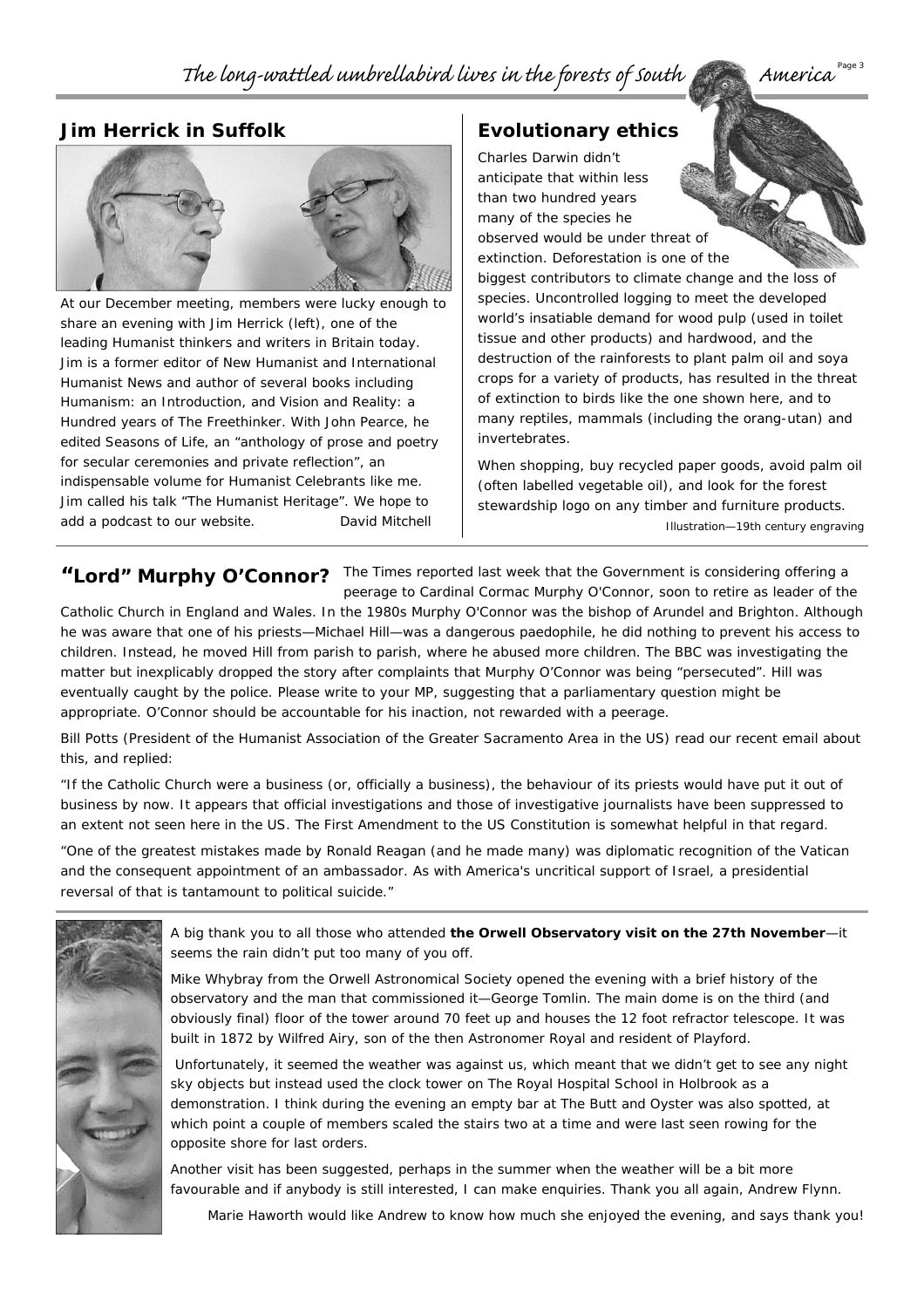The long-wattled umbrellabird lives in the forests of South America

## Jim Herrick in Suffolk

At our December meeting, members were lucky enough to share an evening with Jim Herrick (left), one of the leading Humanist thinkers and writers in Britain today. Jim is a former editor of New Humanist and International Humanist News and author of several books including Humanism: an Introduction, and Vision and Reality: a Hundred years of The Freethinker. With John Pearce, he edited Seasons of Life, an "anthology of prose and poetry for secular ceremonies and private reflection", an indispensable volume for Humanist Celebrants like me. Jim called his talk "The Humanist Heritage". We hope to add a podcast to our website. David Mitchell

## Evolutionary ethics

Charles Darwin didn't anticipate that within less than two hundred years many of the species he observed would be under threat of extinction. Deforestation is one of the biggest contributors to climate change and the loss of species. Uncontrolled logging to meet the developed world's insatiable demand for wood pulp (used in toilet tissue and other products) and hardwood, and the destruction of the rainforests to plant palm oil and soya crops for a variety of products, has resulted in the threat of extinction to birds like the one shown here, and to many reptiles, mammals (including the orang-utan) and invertebrates.

When shopping, buy recycled paper goods, avoid palm oil (often labelled vegetable oil), and look for the forest stewardship logo on any timber and furniture products.

*Illustration—19th century engraving*

## "Lord" Murphy O'Connor?

The Times reported last week that the Government is considering offering a peerage to Cardinal Cormac Murphy O'Connor, soon to retire as leader of the Catholic Church in England and Wales. In the 1980s Murphy O'Connor was the bishop of Arundel and Brighton. Although he was aware that one of his priests—Michael Hill—was a dangerous paedophile, he did nothing to prevent his access to children. Instead, he moved Hill from parish to parish, where he abused more children. The BBC was investigating the matter but inexplicably dropped the story after complaints that Murphy O'Connor was being "persecuted". Hill was eventually caught by the police. Please write to your MP, suggesting that a parliamentary question might be appropriate. O'Connor should be accountable for his inaction, not rewarded with a peerage.

Bill Potts (President of the Humanist Association of the Greater Sacramento Area in the US) read our recent email about this, and replied:

"If the Catholic Church were a business (or, officially a business), the behaviour of its priests would have put it out of business by now. It appears that official investigations and those of investigative journalists have been suppressed to an extent not seen here in the US. The First Amendment to the US Constitution is somewhat helpful in that regard.

"One of the greatest mistakes made by Ronald Reagan (and he made many) was diplomatic recognition of the Vatican and the consequent appointment of an ambassador. As with America's uncritical support of Israel, a presidential reversal of that is tantamount to political suicide."

A big thank you to all those who attended **the Orwell Observatory visit on the 27th November**—it seems the rain didn't put too many of you off.

Mike Whybray from the Orwell Astronomical Society opened the evening with a brief history of the observatory and the man that commissioned it—George Tomlin. The main dome is on the third (and obviously final) floor of the tower around 70 feet up and houses the 12 foot refractor telescope. It was built in 1872 by Wilfred Airy, son of the then Astronomer Royal and resident of Playford.

Unfortunately, it seemed the weather was against us, which meant that we didn't get to see any night sky objects but instead used the clock tower on The Royal Hospital School in Holbrook as a demonstration. I think during the evening an empty bar at The Butt and Oyster was also spotted, at which point a couple of members scaled the stairs two at a time and were last seen rowing for the opposite shore for last orders.

Another visit has been suggested, perhaps in the summer when the weather will be a bit more favourable and if anybody is still interested, I can make enquiries. Thank you all again, Andrew Flynn.

Marie Haworth would like Andrew to know how much she enjoyed the evening, and says thank you!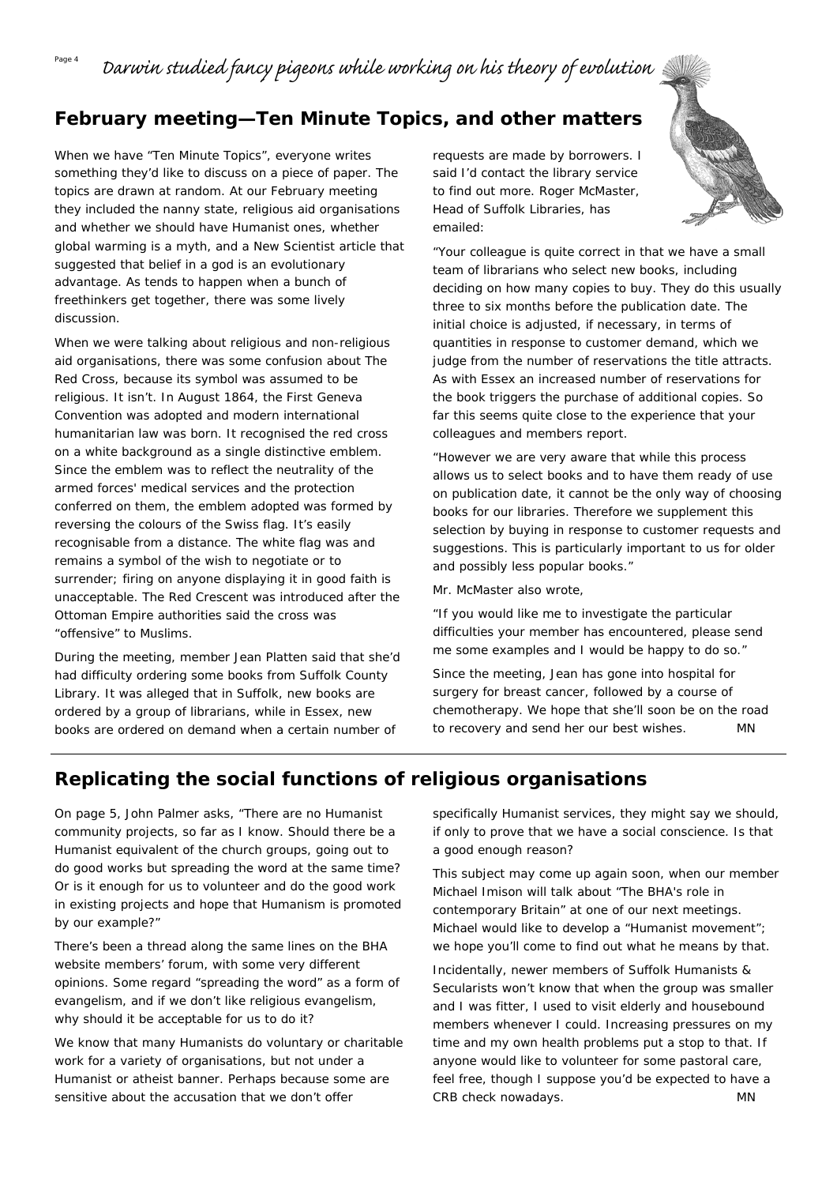## February meeting—Ten Minute Topics, and other matters

When we have "Ten Minute Topics", everyone writes something they'd like to discuss on a piece of paper. The topics are drawn at random. At our February meeting they included the nanny state, religious aid organisations and whether we should have Humanist ones, whether global warming is a myth, and a New Scientist article that suggested that belief in a god is an evolutionary advantage. As tends to happen when a bunch of freethinkers get together, there was some lively discussion.

When we were talking about religious and non-religious aid organisations, there was some confusion about The Red Cross, because its symbol was assumed to be religious. It isn't. In August 1864, the First Geneva Convention was adopted and modern international humanitarian law was born. It recognised the red cross on a white background as a single distinctive emblem. Since the emblem was to reflect the neutrality of the armed forces' medical services and the protection conferred on them, the emblem adopted was formed by reversing the colours of the Swiss flag. It's easily recognisable from a distance. The white flag was and remains a symbol of the wish to negotiate or to surrender; firing on anyone displaying it in good faith is unacceptable. The Red Crescent was introduced after the Ottoman Empire authorities said the cross was "offensive" to Muslims.

During the meeting, member Jean Platten said that she'd had difficulty ordering some books from Suffolk County Library. It was alleged that in Suffolk, new books are ordered by a group of librarians, while in Essex, new books are ordered on demand when a certain number of requests are made by borrowers. I said I'd contact the library service to find out more. Roger McMaster, Head of Suffolk Libraries, has emailed:

"Your colleague is quite correct in that we have a small team of librarians who select new books, including deciding on how many copies to buy. They do this usually three to six months before the publication date. The initial choice is adjusted, if necessary, in terms of quantities in response to customer demand, which we judge from the number of reservations the title attracts. As with Essex an increased number of reservations for the book triggers the purchase of additional copies. So far this seems quite close to the experience that your colleagues and members report.

"However we are very aware that while this process allows us to select books and to have them ready of use on publication date, it cannot be the only way of choosing books for our libraries. Therefore we supplement this selection by buying in response to customer requests and suggestions. This is particularly important to us for older and possibly less popular books."

Mr. McMaster also wrote,

"If you would like me to investigate the particular difficulties your member has encountered, please send me some examples and I would be happy to do so."

Since the meeting, Jean has gone into hospital for surgery for breast cancer, followed by a course of chemotherapy. We hope that she'll soon be on the road to recovery and send her our best wishes. MN

## Replicating the social functions of religious organisations

On page 5, John Palmer asks, "There are no Humanist community projects, so far as I know. Should there be a Humanist equivalent of the church groups, going out to do good works but spreading the word at the same time? Or is it enough for us to volunteer and do the good work in existing projects and hope that Humanism is promoted by our example?"

There's been a thread along the same lines on the BHA website members' forum, with some very different opinions. Some regard "spreading the word" as a form of evangelism, and if we don't like religious evangelism, why should it be acceptable for us to do it?

We know that many Humanists do voluntary or charitable work for a variety of organisations, but not under a Humanist or atheist banner. Perhaps because some are sensitive about the accusation that we don't offer specifically Humanist services, they might say we should, if only to prove that we have a social conscience. Is that a good enough reason?

This subject may come up again soon, when our member Michael Imison will talk about "The BHA's role in contemporary Britain" at one of our next meetings. Michael would like to develop a "Humanist movement"; we hope you'll come to find out what he means by that.

Incidentally, newer members of Suffolk Humanists & Secularists won't know that when the group was smaller and I was fitter, I used to visit elderly and housebound members whenever I could. Increasing pressures on my time and my own health problems put a stop to that. If anyone would like to volunteer for some pastoral care, feel free, though I suppose you'd be expected to have a CRB check nowadays. MN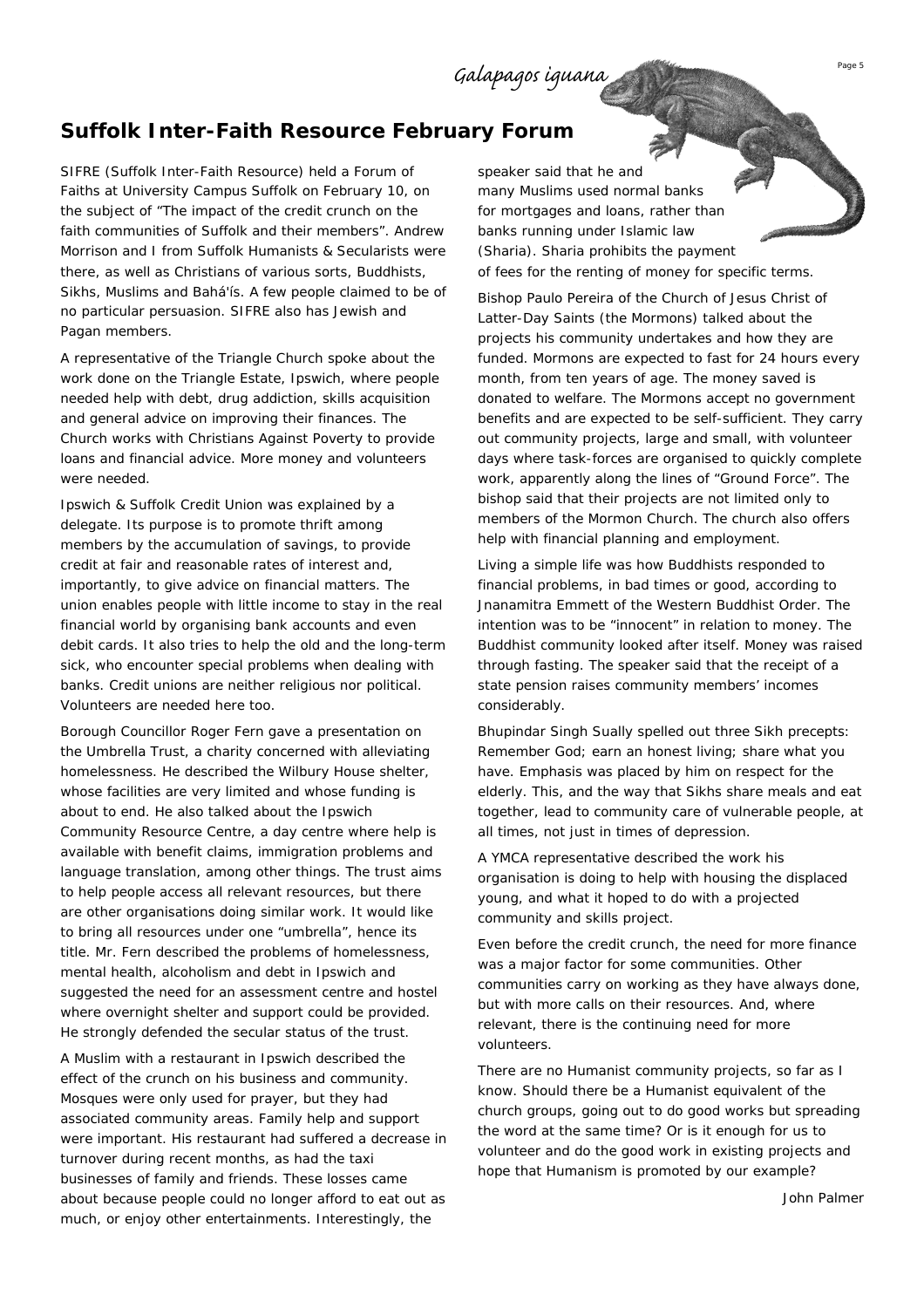Galapagos iguana

## Suffolk Inter-Faith Resource February Forum

SIFRE (Suffolk Inter-Faith Resource) held a Forum of Faiths at University Campus Suffolk on February 10, on the subject of "The impact of the credit crunch on the faith communities of Suffolk and their members". Andrew Morrison and I from Suffolk Humanists & Secularists were there, as well as Christians of various sorts, Buddhists, Sikhs, Muslims and Bahá'ís. A few people claimed to be of no particular persuasion. SIFRE also has Jewish and Pagan members.

A representative of the Triangle Church spoke about the work done on the Triangle Estate, Ipswich, where people needed help with debt, drug addiction, skills acquisition and general advice on improving their finances. The Church works with Christians Against Poverty to provide loans and financial advice. More money and volunteers were needed.

Ipswich & Suffolk Credit Union was explained by a delegate. Its purpose is to promote thrift among members by the accumulation of savings, to provide credit at fair and reasonable rates of interest and, importantly, to give advice on financial matters. The union enables people with little income to stay in the real financial world by organising bank accounts and even debit cards. It also tries to help the old and the long-term sick, who encounter special problems when dealing with banks. Credit unions are neither religious nor political. Volunteers are needed here too.

Borough Councillor Roger Fern gave a presentation on the Umbrella Trust, a charity concerned with alleviating homelessness. He described the Wilbury House shelter, whose facilities are very limited and whose funding is about to end. He also talked about the Ipswich Community Resource Centre, a day centre where help is available with benefit claims, immigration problems and language translation, among other things. The trust aims to help people access all relevant resources, but there are other organisations doing similar work. It would like to bring all resources under one "umbrella", hence its title. Mr. Fern described the problems of homelessness, mental health, alcoholism and debt in Ipswich and suggested the need for an assessment centre and hostel where overnight shelter and support could be provided. He strongly defended the secular status of the trust.

A Muslim with a restaurant in Ipswich described the effect of the crunch on his business and community. Mosques were only used for prayer, but they had associated community areas. Family help and support were important. His restaurant had suffered a decrease in turnover during recent months, as had the taxi businesses of family and friends. These losses came about because people could no longer afford to eat out as much, or enjoy other entertainments. Interestingly, the speaker said that he and many Muslims used normal banks for mortgages and loans, rather than banks running under Islamic law (Sharia). Sharia prohibits the payment of fees for the renting of money for specific terms.

Bishop Paulo Pereira of the Church of Jesus Christ of Latter-Day Saints (the Mormons) talked about the projects his community undertakes and how they are funded. Mormons are expected to fast for 24 hours every month, from ten years of age. The money saved is donated to welfare. The Mormons accept no government benefits and are expected to be self-sufficient. They carry out community projects, large and small, with volunteer days where task-forces are organised to quickly complete work, apparently along the lines of "Ground Force". The bishop said that their projects are not limited only to members of the Mormon Church. The church also offers help with financial planning and employment.

Living a simple life was how Buddhists responded to financial problems, in bad times or good, according to Jnanamitra Emmett of the Western Buddhist Order. The intention was to be "innocent" in relation to money. The Buddhist community looked after itself. Money was raised through fasting. The speaker said that the receipt of a state pension raises community members' incomes considerably.

Bhupindar Singh Sually spelled out three Sikh precepts: Remember God; earn an honest living; share what you have. Emphasis was placed by him on respect for the elderly. This, and the way that Sikhs share meals and eat together, lead to community care of vulnerable people, at all times, not just in times of depression.

A YMCA representative described the work his organisation is doing to help with housing the displaced young, and what it hoped to do with a projected community and skills project.

Even before the credit crunch, the need for more finance was a major factor for some communities. Other communities carry on working as they have always done, but with more calls on their resources. And, where relevant, there is the continuing need for more volunteers.

There are no Humanist community projects, so far as I know. Should there be a Humanist equivalent of the church groups, going out to do good works but spreading the word at the same time? Or is it enough for us to volunteer and do the good work in existing projects and hope that Humanism is promoted by our example?

John Palmer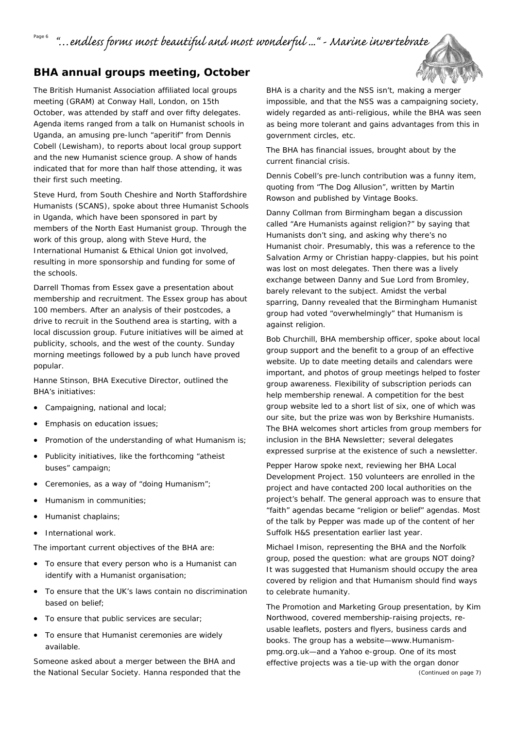## BHA annual groups meeting, October

The British Humanist Association affiliated local groups meeting (GRAM) at Conway Hall, London, on 15th October, was attended by staff and over fifty delegates. Agenda items ranged from a talk on Humanist schools in Uganda, an amusing pre-lunch "aperitif" from Dennis Cobell (Lewisham), to reports about local group support and the new Humanist science group. A show of hands indicated that for more than half those attending, it was their first such meeting.

Steve Hurd, from South Cheshire and North Staffordshire Humanists (SCANS), spoke about three Humanist Schools in Uganda, which have been sponsored in part by members of the North East Humanist group. Through the work of this group, along with Steve Hurd, the International Humanist & Ethical Union got involved, resulting in more sponsorship and funding for some of the schools.

Darrell Thomas from Essex gave a presentation about membership and recruitment. The Essex group has about 100 members. After an analysis of their postcodes, a drive to recruit in the Southend area is starting, with a local discussion group. Future initiatives will be aimed at publicity, schools, and the west of the county. Sunday morning meetings followed by a pub lunch have proved popular.

Hanne Stinson, BHA Executive Director, outlined the BHA's initiatives:

- Campaigning, national and local;
- Emphasis on education issues;
- Promotion of the understanding of what Humanism is;
- Publicity initiatives, like the forthcoming "atheist buses" campaign;
- Ceremonies, as a way of "doing Humanism";
- Humanism in communities;
- Humanist chaplains;
- International work.

The important current objectives of the BHA are:

- To ensure that every person who is a Humanist can identify with a Humanist organisation;
- To ensure that the UK's laws contain no discrimination based on belief;
- To ensure that public services are secular;
- To ensure that Humanist ceremonies are widely available.

Someone asked about a merger between the BHA and the National Secular Society. Hanna responded that the BHA is a charity and the NSS isn't, making a merger impossible, and that the NSS was a campaigning society, widely regarded as anti-religious, while the BHA was seen as being more tolerant and gains advantages from this in government circles, etc.

The BHA has financial issues, brought about by the current financial crisis.

Dennis Cobell's pre-lunch contribution was a funny item, quoting from "The Dog Allusion", written by Martin Rowson and published by Vintage Books.

Danny Collman from Birmingham began a discussion called "Are Humanists against religion?" by saying that Humanists don't sing, and asking why there's no Humanist choir. Presumably, this was a reference to the Salvation Army or Christian happy-clappies, but his point was lost on most delegates. Then there was a lively exchange between Danny and Sue Lord from Bromley, barely relevant to the subject. Amidst the verbal sparring, Danny revealed that the Birmingham Humanist group had voted "overwhelmingly" that Humanism is against religion.

Bob Churchill, BHA membership officer, spoke about local group support and the benefit to a group of an effective website. Up to date meeting details and calendars were important, and photos of group meetings helped to foster group awareness. Flexibility of subscription periods can help membership renewal. A competition for the best group website led to a short list of six, one of which was our site, but the prize was won by Berkshire Humanists. The BHA welcomes short articles from group members for inclusion in the BHA Newsletter; several delegates expressed surprise at the existence of such a newsletter.

Pepper Harow spoke next, reviewing her BHA Local Development Project. 150 volunteers are enrolled in the project and have contacted 200 local authorities on the project's behalf. The general approach was to ensure that "faith" agendas became "religion or belief" agendas. Most of the talk by Pepper was made up of the content of her Suffolk H&S presentation earlier last year.

Michael Imison, representing the BHA and the Norfolk group, posed the question: what are groups NOT doing? It was suggested that Humanism should occupy the area covered by religion and that Humanism should find ways to celebrate humanity.

The Promotion and Marketing Group presentation, by Kim Northwood, covered membership-raising projects, re-usable leaflets, posters and flyers, business cards and books. The group has a website—www.Humanism-pmg.org.uk—and a Yahoo e-group. One of its most effective projects was a tie-up with the organ donor

(Continued on page 7)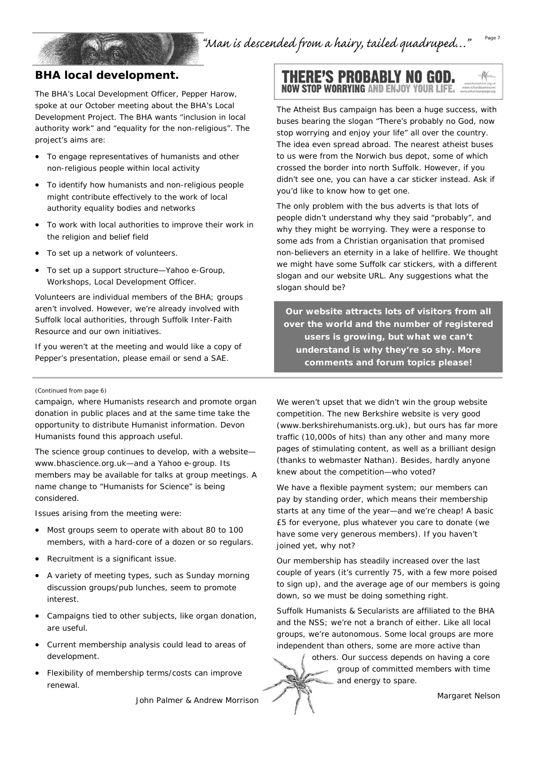## BHA local development.

The BHA's Local Development Officer, Pepper Harow, spoke at our October meeting about the BHA's Local Development Project. The BHA wants "inclusion in local authority work" and "equality for the non-religious". The project's aims are:

- To engage representatives of humanists and other non-religious people within local activity
- To identify how humanists and non-religious people might contribute effectively to the work of local authority equality bodies and networks
- To work with local authorities to improve their work in the religion and belief field
- To set up a network of volunteers.
- To set up a support structure—Yahoo e-Group, Workshops, Local Development Officer.

Volunteers are individual members of the BHA; groups aren't involved. However, we're already involved with Suffolk local authorities, through Suffolk Inter-Faith Resource and our own initiatives.

If you weren't at the meeting and would like a copy of Pepper's presentation, please email or send a SAE.

## THERE'S PROBABLY NO GOD. NOW STOP WORRYING AND ENJOY YOUR LIFE.

The Atheist Bus campaign has been a huge success, with buses bearing the slogan "There's probably no God, now stop worrying and enjoy your life" all over the country. The idea even spread abroad. The nearest atheist buses to us were from the Norwich bus depot, some of which crossed the border into north Suffolk. However, if you didn't see one, you can have a car sticker instead. Ask if you'd like to know how to get one.

The only problem with the bus adverts is that lots of people didn't understand why they said "probably", and why they might be worrying. They were a response to some ads from a Christian organisation that promised non-believers an eternity in a lake of hellfire. We thought we might have some Suffolk car stickers, with a different slogan and our website URL. Any suggestions what the slogan should be?

**Our website attracts lots of visitors from all over the world and the number of registered users is growing, but what we can't understand is why they're so shy. More comments and forum topics please!**

(Continued from page 6)

campaign, where Humanists research and promote organ donation in public places and at the same time take the opportunity to distribute Humanist information. Devon Humanists found this approach useful.

The science group continues to develop, with a website—www.bhascience.org.uk—and a Yahoo e-group. Its members may be available for talks at group meetings. A name change to "Humanists for Science" is being considered.

Issues arising from the meeting were:

- Most groups seem to operate with about 80 to 100 members, with a hard-core of a dozen or so regulars.
- Recruitment is a significant issue.
- A variety of meeting types, such as Sunday morning discussion groups/pub lunches, seem to promote interest.
- Campaigns tied to other subjects, like organ donation, are useful.
- Current membership analysis could lead to areas of development.
- Flexibility of membership terms/costs can improve renewal.

John Palmer & Andrew Morrison

We weren't upset that we didn't win the group website competition. The new Berkshire website is very good (www.berkshirehumanists.org.uk), but ours has far more traffic (10,000s of hits) than any other and many more pages of stimulating content, as well as a brilliant design (thanks to webmaster Nathan). Besides, hardly anyone knew about the competition—who voted?

We have a flexible payment system; our members can pay by standing order, which means their membership starts at any time of the year—and we're cheap! A basic £5 for everyone, plus whatever you care to donate (we have some very generous members). If you haven't joined yet, why not?

Our membership has steadily increased over the last couple of years (it's currently 75, with a few more poised to sign up), and the average age of our members is going down, so we must be doing something right.

Suffolk Humanists & Secularists are affiliated to the BHA and the NSS; we're not a branch of either. Like all local groups, we're autonomous. Some local groups are more independent than others, some are more active than others. Our success depends on having a core group of committed members with time and energy to spare.

Margaret Nelson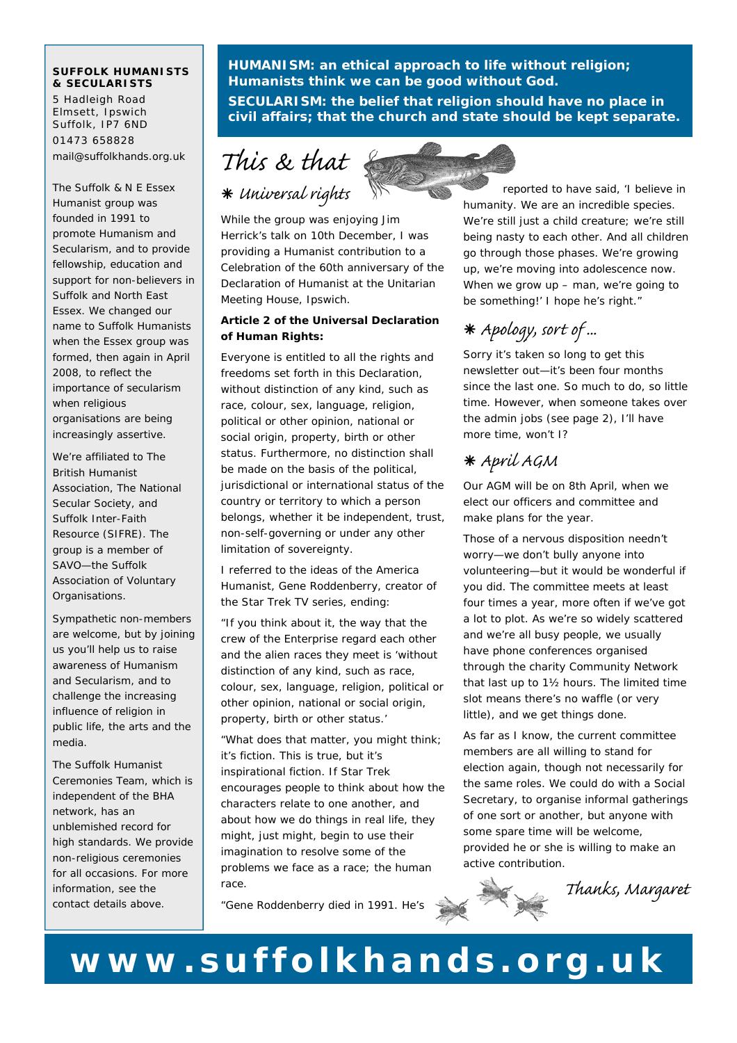**SUFFOLK HUMANISTS & SECULARISTS**

5 Hadleigh Road
Elmsett, Ipswich
Suffolk, IP7 6ND
01473 658828
mail@suffolkhands.org.uk

The Suffolk & N E Essex Humanist group was founded in 1991 to promote Humanism and Secularism, and to provide fellowship, education and support for non-believers in Suffolk and North East Essex. We changed our name to Suffolk Humanists when the Essex group was formed, then again in April 2008, to reflect the importance of secularism when religious organisations are being increasingly assertive.

We're affiliated to The British Humanist Association, The National Secular Society, and Suffolk Inter-Faith Resource (SIFRE). The group is a member of SAVO—the Suffolk Association of Voluntary Organisations.

Sympathetic non-members are welcome, but by joining us you'll help us to raise awareness of Humanism and Secularism, and to challenge the increasing influence of religion in public life, the arts and the media.

The Suffolk Humanist Ceremonies Team, which is independent of the BHA network, has an unblemished record for high standards. We provide non-religious ceremonies for all occasions. For more information, see the contact details above.

**HUMANISM: an ethical approach to life without religion; Humanists think we can be good without God.**

**SECULARISM: the belief that religion should have no place in civil affairs; that the church and state should be kept separate.**

# This & that

## ✻ Universal rights

While the group was enjoying Jim Herrick's talk on 10th December, I was providing a Humanist contribution to a Celebration of the 60th anniversary of the Declaration of Humanist at the Unitarian Meeting House, Ipswich.

**Article 2 of the Universal Declaration of Human Rights:**

Everyone is entitled to all the rights and freedoms set forth in this Declaration, without distinction of any kind, such as race, colour, sex, language, religion, political or other opinion, national or social origin, property, birth or other status. Furthermore, no distinction shall be made on the basis of the political, jurisdictional or international status of the country or territory to which a person belongs, whether it be independent, trust, non-self-governing or under any other limitation of sovereignty.

I referred to the ideas of the America Humanist, Gene Roddenberry, creator of the Star Trek TV series, ending:

"If you think about it, the way that the crew of the Enterprise regard each other and the alien races they meet is 'without distinction of any kind, such as race, colour, sex, language, religion, political or other opinion, national or social origin, property, birth or other status.'

"What does that matter, you might think; it's fiction. This is true, but it's inspirational fiction. If Star Trek encourages people to think about how the characters relate to one another, and about how we do things in real life, they might, just might, begin to use their imagination to resolve some of the problems we face as a race; the human race.

"Gene Roddenberry died in 1991. He's reported to have said, 'I believe in humanity. We are an incredible species. We're still just a child creature; we're still being nasty to each other. And all children go through those phases. We're growing up, we're moving into adolescence now. When we grow up – man, we're going to be something!' I hope he's right."

## ✻ Apology, sort of...

Sorry it's taken so long to get this newsletter out—it's been four months since the last one. So much to do, so little time. However, when someone takes over the admin jobs (see page 2), I'll have more time, won't I?

## ✻ April AGM

Our AGM will be on 8th April, when we elect our officers and committee and make plans for the year.

Those of a nervous disposition needn't worry—we don't bully anyone into volunteering—but it would be wonderful if you did. The committee meets at least four times a year, more often if we've got a lot to plot. As we're so widely scattered and we're all busy people, we usually have phone conferences organised through the charity Community Network that last up to 1½ hours. The limited time slot means there's no waffle (or very little), and we get things done.

As far as I know, the current committee members are all willing to stand for election again, though not necessarily for the same roles. We could do with a Social Secretary, to organise informal gatherings of one sort or another, but anyone with some spare time will be welcome, provided he or she is willing to make an active contribution.

*Thanks, Margaret*

**www.suffolkhands.org.uk**